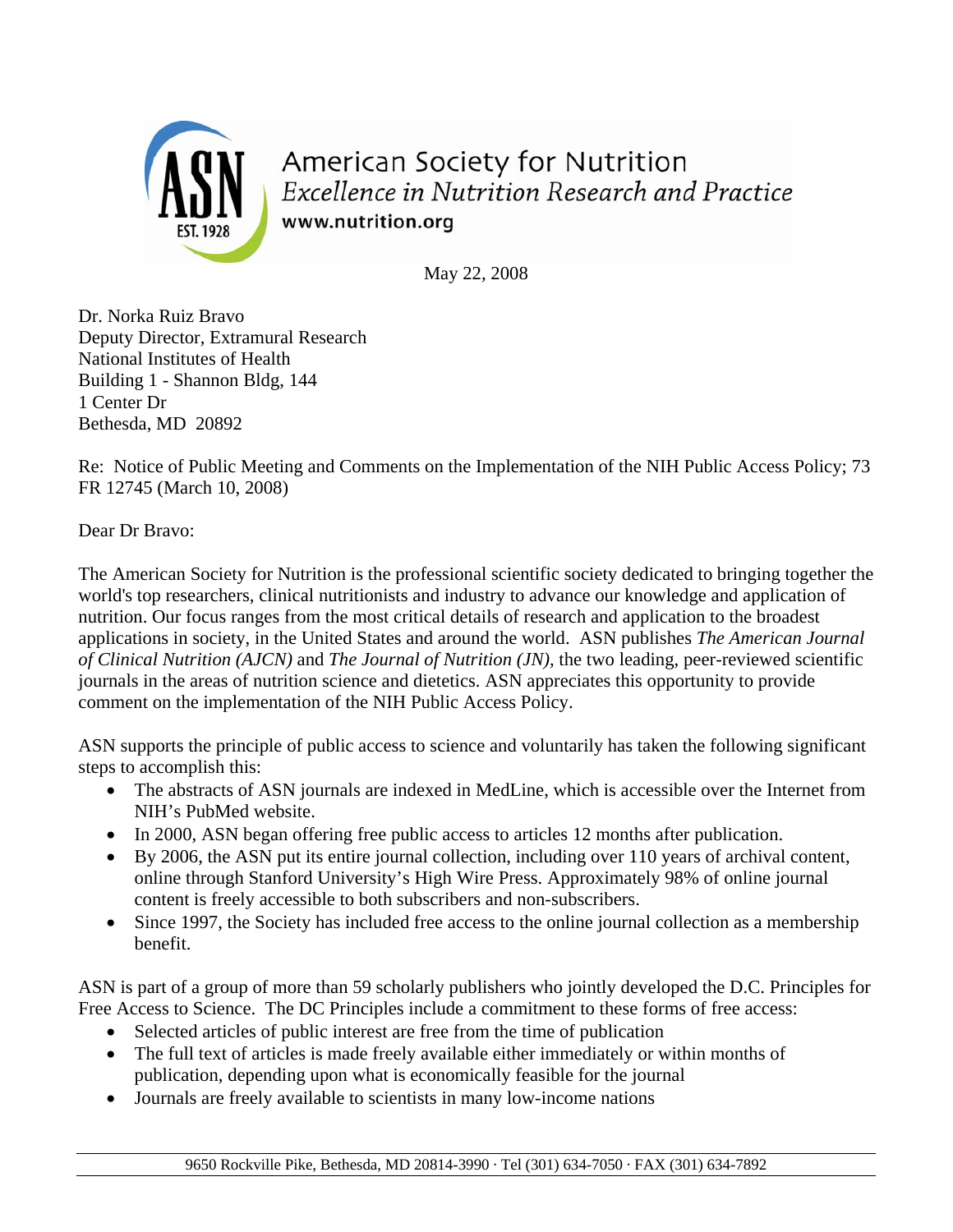American Society for Nutrition

*Excellence in Nutrition Research and Practice*

www.nutrition.org

May 22, 2008

Dr. Norka Ruiz Bravo
Deputy Director, Extramural Research
National Institutes of Health
Building 1 - Shannon Bldg, 144
1 Center Dr
Bethesda, MD 20892

Re: Notice of Public Meeting and Comments on the Implementation of the NIH Public Access Policy; 73 FR 12745 (March 10, 2008)

Dear Dr Bravo:

The American Society for Nutrition is the professional scientific society dedicated to bringing together the world's top researchers, clinical nutritionists and industry to advance our knowledge and application of nutrition. Our focus ranges from the most critical details of research and application to the broadest applications in society, in the United States and around the world. ASN publishes *The American Journal of Clinical Nutrition (AJCN)* and *The Journal of Nutrition (JN)*, the two leading, peer-reviewed scientific journals in the areas of nutrition science and dietetics. ASN appreciates this opportunity to provide comment on the implementation of the NIH Public Access Policy.

ASN supports the principle of public access to science and voluntarily has taken the following significant steps to accomplish this:

- The abstracts of ASN journals are indexed in MedLine, which is accessible over the Internet from NIH's PubMed website.
- In 2000, ASN began offering free public access to articles 12 months after publication.
- By 2006, the ASN put its entire journal collection, including over 110 years of archival content, online through Stanford University's High Wire Press. Approximately 98% of online journal content is freely accessible to both subscribers and non-subscribers.
- Since 1997, the Society has included free access to the online journal collection as a membership benefit.

ASN is part of a group of more than 59 scholarly publishers who jointly developed the D.C. Principles for Free Access to Science. The DC Principles include a commitment to these forms of free access:

- Selected articles of public interest are free from the time of publication
- The full text of articles is made freely available either immediately or within months of publication, depending upon what is economically feasible for the journal
- Journals are freely available to scientists in many low-income nations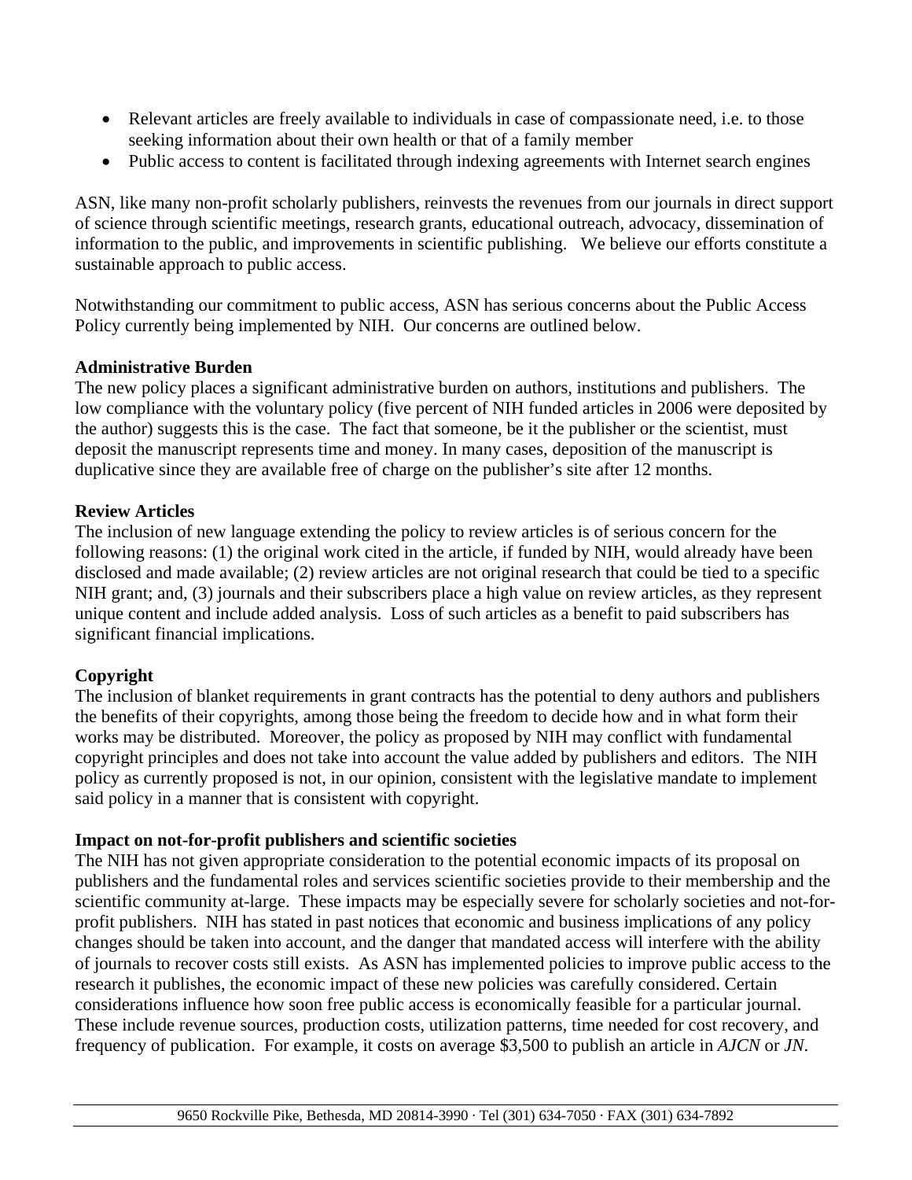- Relevant articles are freely available to individuals in case of compassionate need, i.e. to those seeking information about their own health or that of a family member
- Public access to content is facilitated through indexing agreements with Internet search engines

ASN, like many non-profit scholarly publishers, reinvests the revenues from our journals in direct support of science through scientific meetings, research grants, educational outreach, advocacy, dissemination of information to the public, and improvements in scientific publishing. We believe our efforts constitute a sustainable approach to public access.

Notwithstanding our commitment to public access, ASN has serious concerns about the Public Access Policy currently being implemented by NIH. Our concerns are outlined below.

**Administrative Burden**

The new policy places a significant administrative burden on authors, institutions and publishers. The low compliance with the voluntary policy (five percent of NIH funded articles in 2006 were deposited by the author) suggests this is the case. The fact that someone, be it the publisher or the scientist, must deposit the manuscript represents time and money. In many cases, deposition of the manuscript is duplicative since they are available free of charge on the publisher's site after 12 months.

**Review Articles**

The inclusion of new language extending the policy to review articles is of serious concern for the following reasons: (1) the original work cited in the article, if funded by NIH, would already have been disclosed and made available; (2) review articles are not original research that could be tied to a specific NIH grant; and, (3) journals and their subscribers place a high value on review articles, as they represent unique content and include added analysis. Loss of such articles as a benefit to paid subscribers has significant financial implications.

**Copyright**

The inclusion of blanket requirements in grant contracts has the potential to deny authors and publishers the benefits of their copyrights, among those being the freedom to decide how and in what form their works may be distributed. Moreover, the policy as proposed by NIH may conflict with fundamental copyright principles and does not take into account the value added by publishers and editors. The NIH policy as currently proposed is not, in our opinion, consistent with the legislative mandate to implement said policy in a manner that is consistent with copyright.

**Impact on not-for-profit publishers and scientific societies**

The NIH has not given appropriate consideration to the potential economic impacts of its proposal on publishers and the fundamental roles and services scientific societies provide to their membership and the scientific community at-large. These impacts may be especially severe for scholarly societies and not-for-profit publishers. NIH has stated in past notices that economic and business implications of any policy changes should be taken into account, and the danger that mandated access will interfere with the ability of journals to recover costs still exists. As ASN has implemented policies to improve public access to the research it publishes, the economic impact of these new policies was carefully considered. Certain considerations influence how soon free public access is economically feasible for a particular journal. These include revenue sources, production costs, utilization patterns, time needed for cost recovery, and frequency of publication. For example, it costs on average $3,500 to publish an article in *AJCN* or *JN*.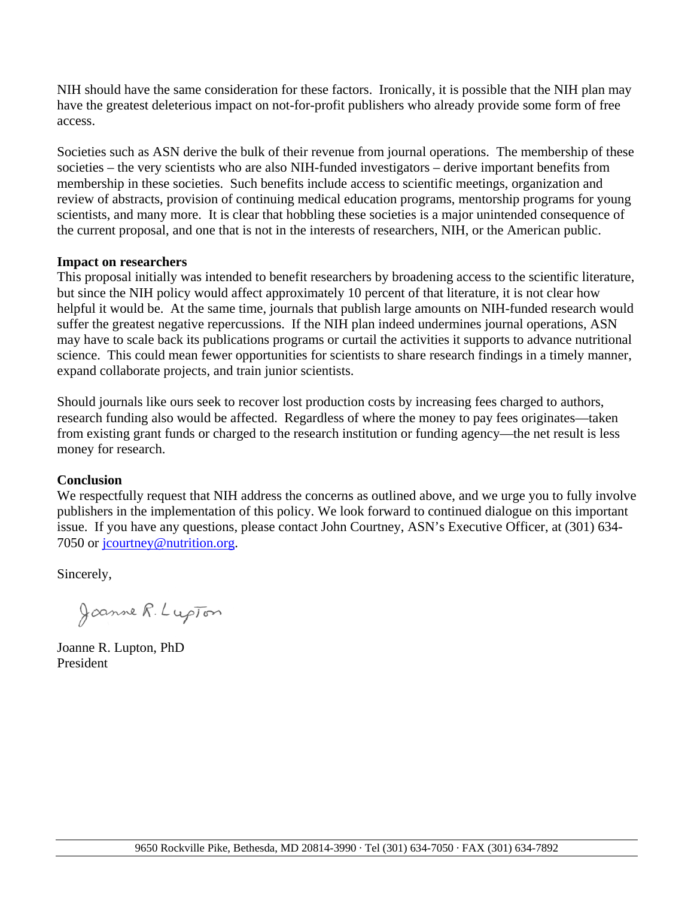NIH should have the same consideration for these factors. Ironically, it is possible that the NIH plan may have the greatest deleterious impact on not-for-profit publishers who already provide some form of free access.

Societies such as ASN derive the bulk of their revenue from journal operations. The membership of these societies – the very scientists who are also NIH-funded investigators – derive important benefits from membership in these societies. Such benefits include access to scientific meetings, organization and review of abstracts, provision of continuing medical education programs, mentorship programs for young scientists, and many more. It is clear that hobbling these societies is a major unintended consequence of the current proposal, and one that is not in the interests of researchers, NIH, or the American public.

**Impact on researchers**

This proposal initially was intended to benefit researchers by broadening access to the scientific literature, but since the NIH policy would affect approximately 10 percent of that literature, it is not clear how helpful it would be. At the same time, journals that publish large amounts on NIH-funded research would suffer the greatest negative repercussions. If the NIH plan indeed undermines journal operations, ASN may have to scale back its publications programs or curtail the activities it supports to advance nutritional science. This could mean fewer opportunities for scientists to share research findings in a timely manner, expand collaborate projects, and train junior scientists.

Should journals like ours seek to recover lost production costs by increasing fees charged to authors, research funding also would be affected. Regardless of where the money to pay fees originates—taken from existing grant funds or charged to the research institution or funding agency—the net result is less money for research.

**Conclusion**

We respectfully request that NIH address the concerns as outlined above, and we urge you to fully involve publishers in the implementation of this policy. We look forward to continued dialogue on this important issue. If you have any questions, please contact John Courtney, ASN's Executive Officer, at (301) 634-7050 or jcourtney@nutrition.org.

Sincerely,

Joanne R. Lupton

Joanne R. Lupton, PhD
President

9650 Rockville Pike, Bethesda, MD 20814-3990 · Tel (301) 634-7050 · FAX (301) 634-7892